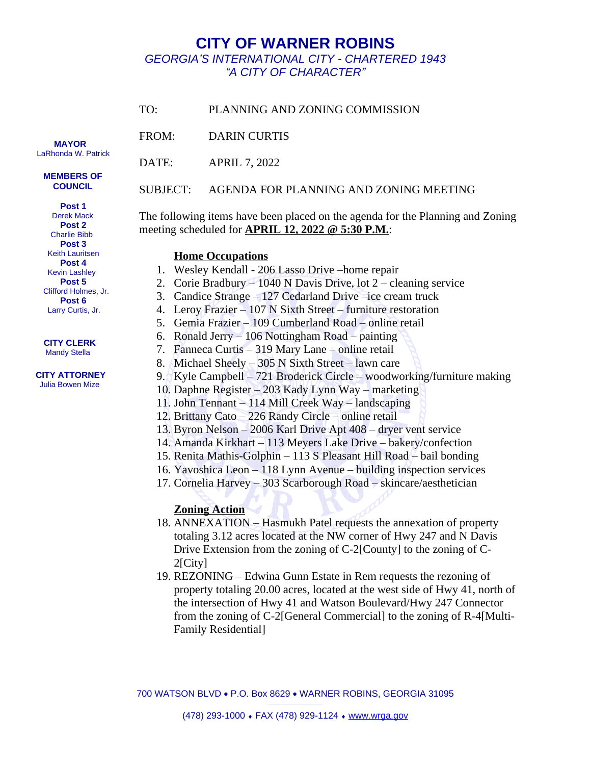# CITY OF WARNER ROBINS

*GEORGIA'S INTERNATIONAL CITY - CHARTERED 1943*

*"A CITY OF CHARACTER"*

**MAYOR**
LaRhonda W. Patrick

**MEMBERS OF COUNCIL**

**Post 1**
Derek Mack
**Post 2**
Charlie Bibb
**Post 3**
Keith Lauritsen
**Post 4**
Kevin Lashley
**Post 5**
Clifford Holmes, Jr.
**Post 6**
Larry Curtis, Jr.

**CITY CLERK**
Mandy Stella

**CITY ATTORNEY**
Julia Bowen Mize

TO: PLANNING AND ZONING COMMISSION

FROM: DARIN CURTIS

DATE: APRIL 7, 2022

SUBJECT: AGENDA FOR PLANNING AND ZONING MEETING

The following items have been placed on the agenda for the Planning and Zoning meeting scheduled for **APRIL 12, 2022 @ 5:30 P.M.**:

**Home Occupations**

1. Wesley Kendall - 206 Lasso Drive –home repair
2. Corie Bradbury – 1040 N Davis Drive, lot 2 – cleaning service
3. Candice Strange – 127 Cedarland Drive –ice cream truck
4. Leroy Frazier – 107 N Sixth Street – furniture restoration
5. Gemia Frazier – 109 Cumberland Road – online retail
6. Ronald Jerry – 106 Nottingham Road – painting
7. Fanneca Curtis – 319 Mary Lane – online retail
8. Michael Sheely – 305 N Sixth Street – lawn care
9. Kyle Campbell – 721 Broderick Circle – woodworking/furniture making
10. Daphne Register – 203 Kady Lynn Way – marketing
11. John Tennant – 114 Mill Creek Way – landscaping
12. Brittany Cato – 226 Randy Circle – online retail
13. Byron Nelson – 2006 Karl Drive Apt 408 – dryer vent service
14. Amanda Kirkhart – 113 Meyers Lake Drive – bakery/confection
15. Renita Mathis-Golphin – 113 S Pleasant Hill Road – bail bonding
16. Yavoshica Leon – 118 Lynn Avenue – building inspection services
17. Cornelia Harvey – 303 Scarborough Road – skincare/aesthetician

**Zoning Action**

18. ANNEXATION – Hasmukh Patel requests the annexation of property totaling 3.12 acres located at the NW corner of Hwy 247 and N Davis Drive Extension from the zoning of C-2[County] to the zoning of C-2[City]
19. REZONING – Edwina Gunn Estate in Rem requests the rezoning of property totaling 20.00 acres, located at the west side of Hwy 41, north of the intersection of Hwy 41 and Watson Boulevard/Hwy 247 Connector from the zoning of C-2[General Commercial] to the zoning of R-4[Multi-Family Residential]

700 WATSON BLVD • P.O. Box 8629 • WARNER ROBINS, GEORGIA 31095

(478) 293-1000 • FAX (478) 929-1124 • www.wrga.gov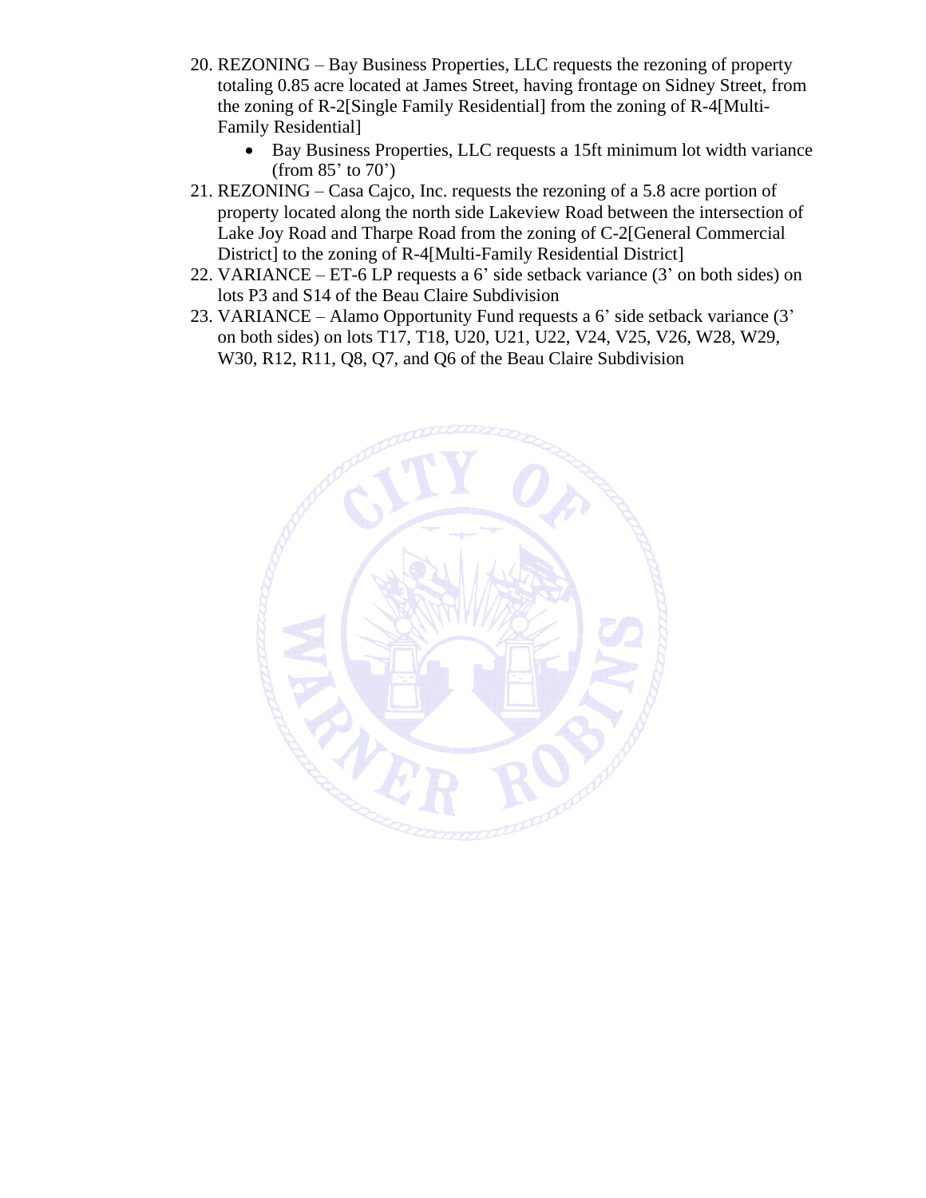20. REZONING – Bay Business Properties, LLC requests the rezoning of property totaling 0.85 acre located at James Street, having frontage on Sidney Street, from the zoning of R-2[Single Family Residential] from the zoning of R-4[Multi-Family Residential]
    - Bay Business Properties, LLC requests a 15ft minimum lot width variance (from 85' to 70')
21. REZONING – Casa Cajco, Inc. requests the rezoning of a 5.8 acre portion of property located along the north side Lakeview Road between the intersection of Lake Joy Road and Tharpe Road from the zoning of C-2[General Commercial District] to the zoning of R-4[Multi-Family Residential District]
22. VARIANCE – ET-6 LP requests a 6' side setback variance (3' on both sides) on lots P3 and S14 of the Beau Claire Subdivision
23. VARIANCE – Alamo Opportunity Fund requests a 6' side setback variance (3' on both sides) on lots T17, T18, U20, U21, U22, V24, V25, V26, W28, W29, W30, R12, R11, Q8, Q7, and Q6 of the Beau Claire Subdivision